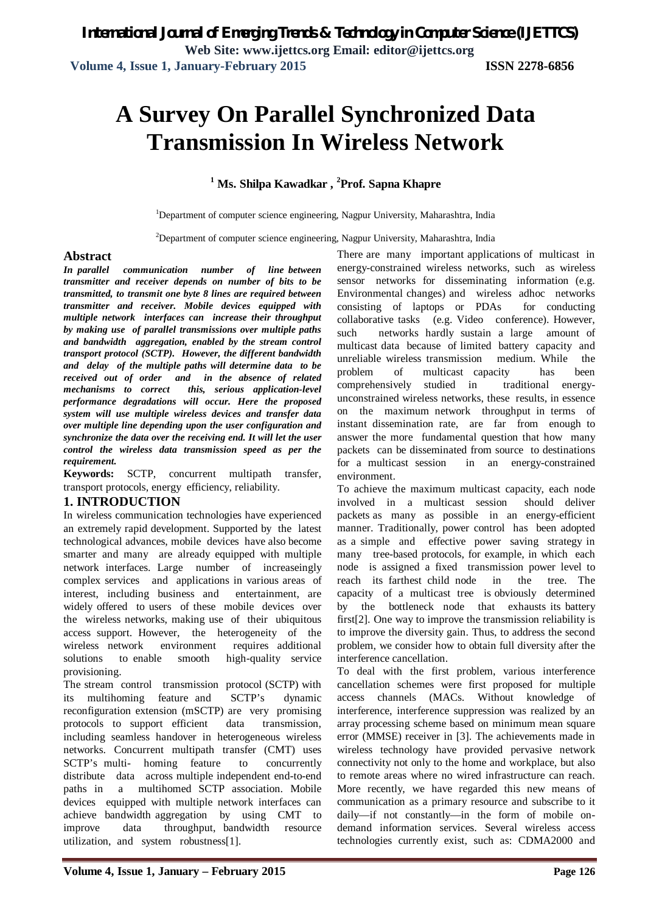# A Survey On Parallel Synchronized Data Transmission In Wireless Network

**[1] Ms. Shilpa Kawadkar , [2]Prof. Sapna Khapre**

[1]Department of computer science engineering, Nagpur University, Maharashtra, India

[2]Department of computer science engineering, Nagpur University, Maharashtra, India

## Abstract

***In parallel communication number of line between transmitter and receiver depends on number of bits to be transmitted, to transmit one byte 8 lines are required between transmitter and receiver. Mobile devices equipped with multiple network interfaces can increase their throughput by making use of parallel transmissions over multiple paths and bandwidth aggregation, enabled by the stream control transport protocol (SCTP). However, the different bandwidth and delay of the multiple paths will determine data to be received out of order and in the absence of related mechanisms to correct this, serious application-level performance degradations will occur. Here the proposed system will use multiple wireless devices and transfer data over multiple line depending upon the user configuration and synchronize the data over the receiving end. It will let the user control the wireless data transmission speed as per the requirement.***

**Keywords:** SCTP, concurrent multipath transfer, transport protocols, energy efficiency, reliability.

## 1. INTRODUCTION

In wireless communication technologies have experienced an extremely rapid development. Supported by the latest technological advances, mobile devices have also become smarter and many are already equipped with multiple network interfaces. Large number of increaseingly complex services and applications in various areas of interest, including business and entertainment, are widely offered to users of these mobile devices over the wireless networks, making use of their ubiquitous access support. However, the heterogeneity of the wireless network environment requires additional solutions to enable smooth high-quality service provisioning.

The stream control transmission protocol (SCTP) with its multihoming feature and SCTP's dynamic reconfiguration extension (mSCTP) are very promising protocols to support efficient data transmission, including seamless handover in heterogeneous wireless networks. Concurrent multipath transfer (CMT) uses SCTP's multi- homing feature to concurrently distribute data across multiple independent end-to-end paths in a multihomed SCTP association. Mobile devices equipped with multiple network interfaces can achieve bandwidth aggregation by using CMT to improve data throughput, bandwidth resource utilization, and system robustness[1].

There are many important applications of multicast in energy-constrained wireless networks, such as wireless sensor networks for disseminating information (e.g. Environmental changes) and wireless adhoc networks consisting of laptops or PDAs for conducting collaborative tasks (e.g. Video conference). However, such networks hardly sustain a large amount of multicast data because of limited battery capacity and unreliable wireless transmission medium. While the problem of multicast capacity has been comprehensively studied in traditional energy-unconstrained wireless networks, these results, in essence on the maximum network throughput in terms of instant dissemination rate, are far from enough to answer the more fundamental question that how many packets can be disseminated from source to destinations for a multicast session in an energy-constrained environment.

To achieve the maximum multicast capacity, each node involved in a multicast session should deliver packets as many as possible in an energy-efficient manner. Traditionally, power control has been adopted as a simple and effective power saving strategy in many tree-based protocols, for example, in which each node is assigned a fixed transmission power level to reach its farthest child node in the tree. The capacity of a multicast tree is obviously determined by the bottleneck node that exhausts its battery first[2]. One way to improve the transmission reliability is to improve the diversity gain. Thus, to address the second problem, we consider how to obtain full diversity after the interference cancellation.

To deal with the first problem, various interference cancellation schemes were first proposed for multiple access channels (MACs. Without knowledge of interference, interference suppression was realized by an array processing scheme based on minimum mean square error (MMSE) receiver in [3]. The achievements made in wireless technology have provided pervasive network connectivity not only to the home and workplace, but also to remote areas where no wired infrastructure can reach. More recently, we have regarded this new means of communication as a primary resource and subscribe to it daily—if not constantly—in the form of mobile on-demand information services. Several wireless access technologies currently exist, such as: CDMA2000 and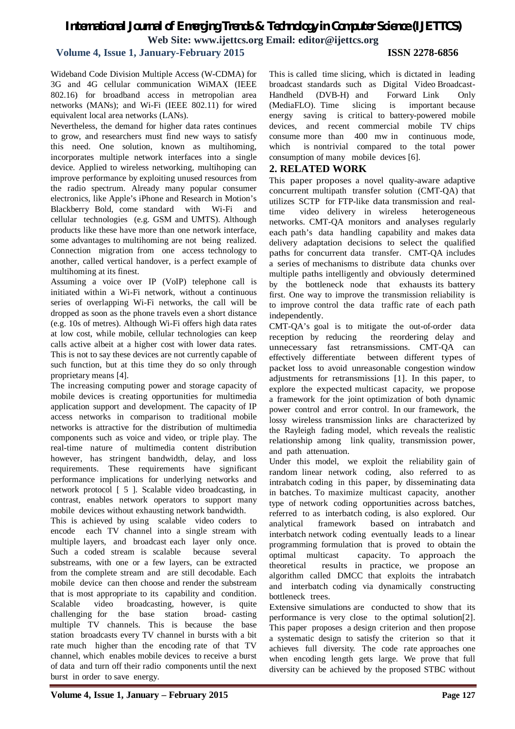Wideband Code Division Multiple Access (W-CDMA) for 3G and 4G cellular communication WiMAX (IEEE 802.16) for broadband access in metropolian area networks (MANs); and Wi-Fi (IEEE 802.11) for wired equivalent local area networks (LANs).

Nevertheless, the demand for higher data rates continues to grow, and researchers must find new ways to satisfy this need. One solution, known as multihoming, incorporates multiple network interfaces into a single device. Applied to wireless networking, multihoping can improve performance by exploiting unused resources from the radio spectrum. Already many popular consumer electronics, like Apple's iPhone and Research in Motion's Blackberry Bold, come standard with Wi-Fi and cellular technologies (e.g. GSM and UMTS). Although products like these have more than one network interface, some advantages to multihoming are not being realized. Connection migration from one access technology to another, called vertical handover, is a perfect example of multihoming at its finest.

Assuming a voice over IP (VoIP) telephone call is initiated within a Wi-Fi network, without a continuous series of overlapping Wi-Fi networks, the call will be dropped as soon as the phone travels even a short distance (e.g. 10s of metres). Although Wi-Fi offers high data rates at low cost, while mobile, cellular technologies can keep calls active albeit at a higher cost with lower data rates. This is not to say these devices are not currently capable of such function, but at this time they do so only through proprietary means [4].

The increasing computing power and storage capacity of mobile devices is creating opportunities for multimedia application support and development. The capacity of IP access networks in comparison to traditional mobile networks is attractive for the distribution of multimedia components such as voice and video, or triple play. The real-time nature of multimedia content distribution however, has stringent bandwidth, delay, and loss requirements. These requirements have significant performance implications for underlying networks and network protocol [ 5 ]. Scalable video broadcasting, in contrast, enables network operators to support many mobile devices without exhausting network bandwidth.

This is achieved by using scalable video coders to encode each TV channel into a single stream with multiple layers, and broadcast each layer only once. Such a coded stream is scalable because several substreams, with one or a few layers, can be extracted from the complete stream and are still decodable. Each mobile device can then choose and render the substream that is most appropriate to its capability and condition. Scalable video broadcasting, however, is quite challenging for the base station broad- casting multiple TV channels. This is because the base station broadcasts every TV channel in bursts with a bit rate much higher than the encoding rate of that TV channel, which enables mobile devices to receive a burst of data and turn off their radio components until the next burst in order to save energy.

This is called time slicing, which is dictated in leading broadcast standards such as Digital Video Broadcast-Handheld (DVB-H) and Forward Link Only (MediaFLO). Time slicing is important because energy saving is critical to battery-powered mobile devices, and recent commercial mobile TV chips consume more than 400 mw in continuous mode, which is nontrivial compared to the total power consumption of many mobile devices [6].

## 2. RELATED WORK

This paper proposes a novel quality-aware adaptive concurrent multipath transfer solution (CMT-QA) that utilizes SCTP for FTP-like data transmission and real-time video delivery in wireless heterogeneous networks. CMT-QA monitors and analyses regularly each path's data handling capability and makes data delivery adaptation decisions to select the qualified paths for concurrent data transfer. CMT-QA includes a series of mechanisms to distribute data chunks over multiple paths intelligently and obviously determined by the bottleneck node that exhausts its battery first. One way to improve the transmission reliability is to improve control the data traffic rate of each path independently.

CMT-QA's goal is to mitigate the out-of-order data reception by reducing the reordering delay and unnecessary fast retransmissions. CMT-QA can effectively differentiate between different types of packet loss to avoid unreasonable congestion window adjustments for retransmissions [1]. In this paper, to explore the expected multicast capacity, we propose a framework for the joint optimization of both dynamic power control and error control. In our framework, the lossy wireless transmission links are characterized by the Rayleigh fading model, which reveals the realistic relationship among link quality, transmission power, and path attenuation.

Under this model, we exploit the reliability gain of random linear network coding, also referred to as intrabatch coding in this paper, by disseminating data in batches. To maximize multicast capacity, another type of network coding opportunities across batches, referred to as interbatch coding, is also explored. Our analytical framework based on intrabatch and interbatch network coding eventually leads to a linear programming formulation that is proved to obtain the optimal multicast capacity. To approach the theoretical results in practice, we propose an algorithm called DMCC that exploits the intrabatch and interbatch coding via dynamically constructing bottleneck trees.

Extensive simulations are conducted to show that its performance is very close to the optimal solution[2]. This paper proposes a design criterion and then propose a systematic design to satisfy the criterion so that it achieves full diversity. The code rate approaches one when encoding length gets large. We prove that full diversity can be achieved by the proposed STBC without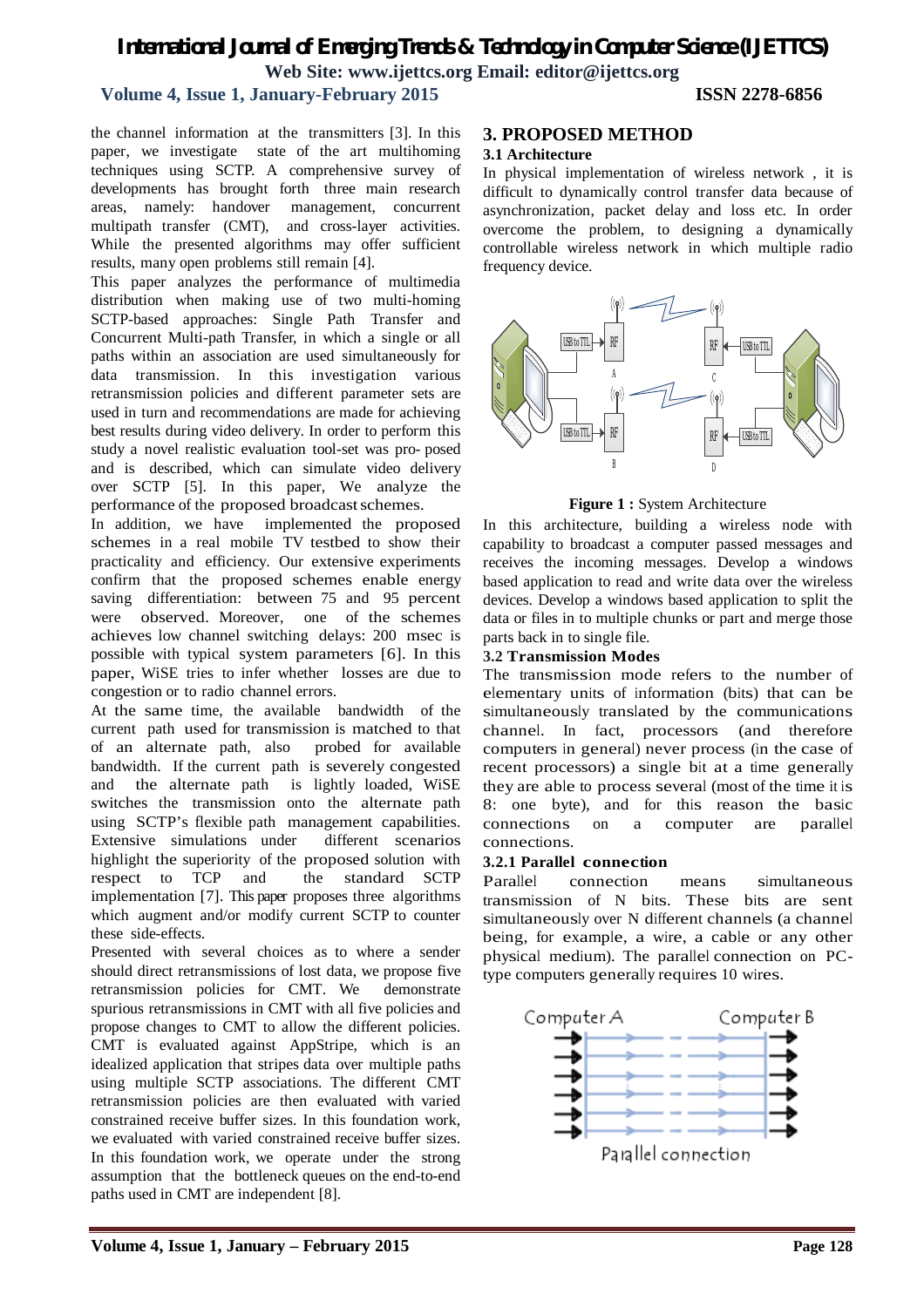the channel information at the transmitters [3]. In this paper, we investigate state of the art multihoming techniques using SCTP. A comprehensive survey of developments has brought forth three main research areas, namely: handover management, concurrent multipath transfer (CMT), and cross-layer activities. While the presented algorithms may offer sufficient results, many open problems still remain [4].

This paper analyzes the performance of multimedia distribution when making use of two multi-homing SCTP-based approaches: Single Path Transfer and Concurrent Multi-path Transfer, in which a single or all paths within an association are used simultaneously for data transmission. In this investigation various retransmission policies and different parameter sets are used in turn and recommendations are made for achieving best results during video delivery. In order to perform this study a novel realistic evaluation tool-set was pro- posed and is described, which can simulate video delivery over SCTP [5]. In this paper, We analyze the performance of the proposed broadcast schemes.

In addition, we have implemented the proposed schemes in a real mobile TV testbed to show their practicality and efficiency. Our extensive experiments confirm that the proposed schemes enable energy saving differentiation: between 75 and 95 percent were observed. Moreover, one of the schemes achieves low channel switching delays: 200 msec is possible with typical system parameters [6]. In this paper, WiSE tries to infer whether losses are due to congestion or to radio channel errors.

At the same time, the available bandwidth of the current path used for transmission is matched to that of an alternate path, also probed for available bandwidth. If the current path is severely congested and the alternate path is lightly loaded, WiSE switches the transmission onto the alternate path using SCTP's flexible path management capabilities. Extensive simulations under different scenarios highlight the superiority of the proposed solution with respect to TCP and the standard SCTP implementation [7]. This paper proposes three algorithms which augment and/or modify current SCTP to counter these side-effects.

Presented with several choices as to where a sender should direct retransmissions of lost data, we propose five retransmission policies for CMT. We demonstrate spurious retransmissions in CMT with all five policies and propose changes to CMT to allow the different policies. CMT is evaluated against AppStripe, which is an idealized application that stripes data over multiple paths using multiple SCTP associations. The different CMT retransmission policies are then evaluated with varied constrained receive buffer sizes. In this foundation work, we evaluated with varied constrained receive buffer sizes. In this foundation work, we operate under the strong assumption that the bottleneck queues on the end-to-end paths used in CMT are independent [8].

## 3. PROPOSED METHOD

### 3.1 Architecture

In physical implementation of wireless network , it is difficult to dynamically control transfer data because of asynchronization, packet delay and loss etc. In order overcome the problem, to designing a dynamically controllable wireless network in which multiple radio frequency device.

**Figure 1 :** System Architecture

In this architecture, building a wireless node with capability to broadcast a computer passed messages and receives the incoming messages. Develop a windows based application to read and write data over the wireless devices. Develop a windows based application to split the data or files in to multiple chunks or part and merge those parts back in to single file.

### 3.2 Transmission Modes

The transmission mode refers to the number of elementary units of information (bits) that can be simultaneously translated by the communications channel. In fact, processors (and therefore computers in general) never process (in the case of recent processors) a single bit at a time generally they are able to process several (most of the time it is 8: one byte), and for this reason the basic connections on a computer are parallel connections.

#### 3.2.1 Parallel connection

Parallel connection means simultaneous transmission of N bits. These bits are sent simultaneously over N different channels (a channel being, for example, a wire, a cable or any other physical medium). The parallel connection on PC-type computers generally requires 10 wires.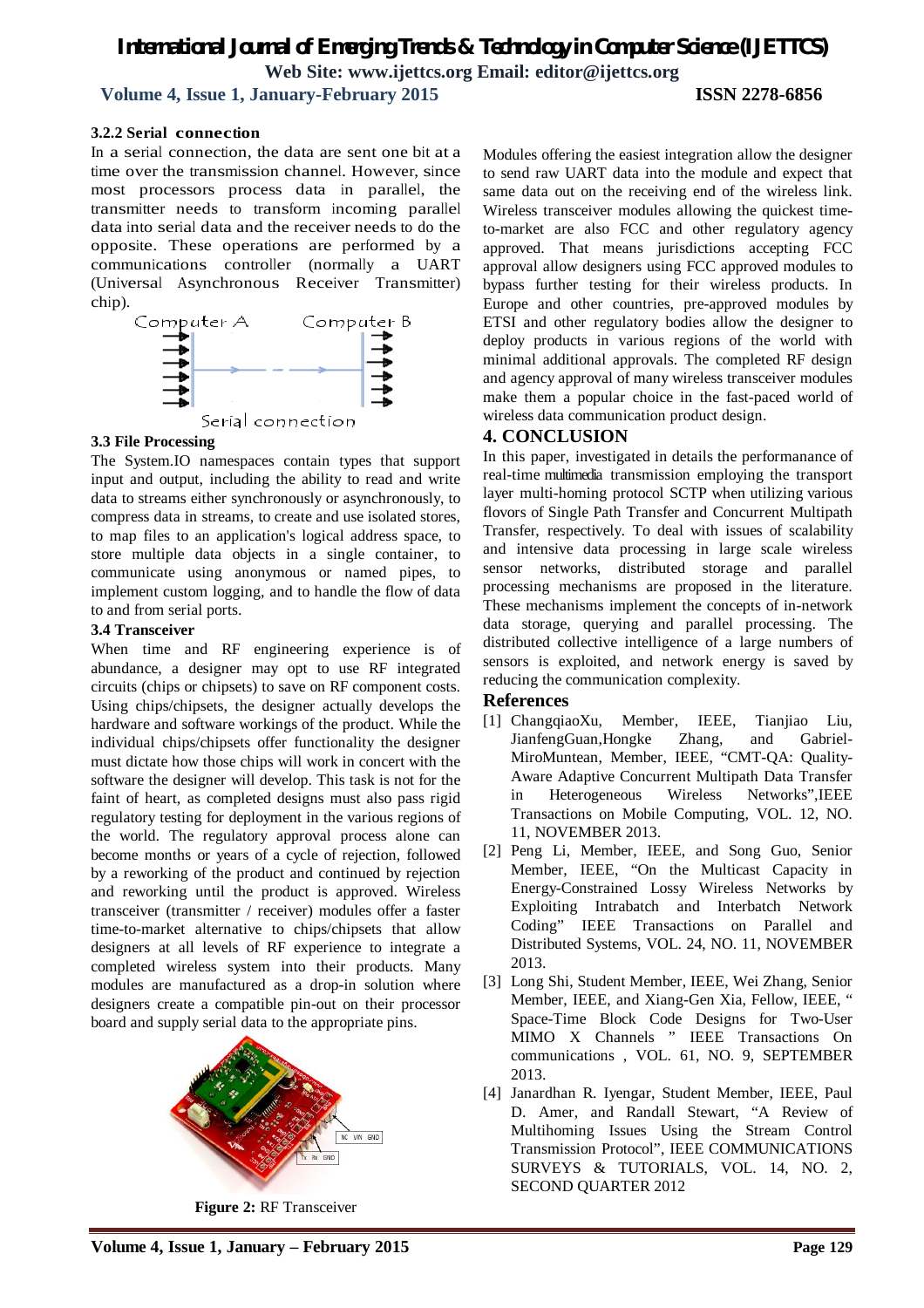### 3.2.2 Serial connection

In a serial connection, the data are sent one bit at a time over the transmission channel. However, since most processors process data in parallel, the transmitter needs to transform incoming parallel data into serial data and the receiver needs to do the opposite. These operations are performed by a communications controller (normally a UART (Universal Asynchronous Receiver Transmitter) chip).

Serial connection

### 3.3 File Processing

The System.IO namespaces contain types that support input and output, including the ability to read and write data to streams either synchronously or asynchronously, to compress data in streams, to create and use isolated stores, to map files to an application's logical address space, to store multiple data objects in a single container, to communicate using anonymous or named pipes, to implement custom logging, and to handle the flow of data to and from serial ports.

### 3.4 Transceiver

When time and RF engineering experience is of abundance, a designer may opt to use RF integrated circuits (chips or chipsets) to save on RF component costs. Using chips/chipsets, the designer actually develops the hardware and software workings of the product. While the individual chips/chipsets offer functionality the designer must dictate how those chips will work in concert with the software the designer will develop. This task is not for the faint of heart, as completed designs must also pass rigid regulatory testing for deployment in the various regions of the world. The regulatory approval process alone can become months or years of a cycle of rejection, followed by a reworking of the product and continued by rejection and reworking until the product is approved. Wireless transceiver (transmitter / receiver) modules offer a faster time-to-market alternative to chips/chipsets that allow designers at all levels of RF experience to integrate a completed wireless system into their products. Many modules are manufactured as a drop-in solution where designers create a compatible pin-out on their processor board and supply serial data to the appropriate pins.

**Figure 2:** RF Transceiver

Modules offering the easiest integration allow the designer to send raw UART data into the module and expect that same data out on the receiving end of the wireless link. Wireless transceiver modules allowing the quickest time-to-market are also FCC and other regulatory agency approved. That means jurisdictions accepting FCC approval allow designers using FCC approved modules to bypass further testing for their wireless products. In Europe and other countries, pre-approved modules by ETSI and other regulatory bodies allow the designer to deploy products in various regions of the world with minimal additional approvals. The completed RF design and agency approval of many wireless transceiver modules make them a popular choice in the fast-paced world of wireless data communication product design.

## 4. CONCLUSION

In this paper, investigated in details the performance of real-time multimedia transmission employing the transport layer multi-homing protocol SCTP when utilizing various flovors of Single Path Transfer and Concurrent Multipath Transfer, respectively. To deal with issues of scalability and intensive data processing in large scale wireless sensor networks, distributed storage and parallel processing mechanisms are proposed in the literature. These mechanisms implement the concepts of in-network data storage, querying and parallel processing. The distributed collective intelligence of a large numbers of sensors is exploited, and network energy is saved by reducing the communication complexity.

## References

[1] ChangqiaoXu, Member, IEEE, Tianjiao Liu, JianfengGuan,Hongke Zhang, and Gabriel-MiroMuntean, Member, IEEE, "CMT-QA: Quality-Aware Adaptive Concurrent Multipath Data Transfer in Heterogeneous Wireless Networks",IEEE Transactions on Mobile Computing, VOL. 12, NO. 11, NOVEMBER 2013.

[2] Peng Li, Member, IEEE, and Song Guo, Senior Member, IEEE, "On the Multicast Capacity in Energy-Constrained Lossy Wireless Networks by Exploiting Intrabatch and Interbatch Network Coding" IEEE Transactions on Parallel and Distributed Systems, VOL. 24, NO. 11, NOVEMBER 2013.

[3] Long Shi, Student Member, IEEE, Wei Zhang, Senior Member, IEEE, and Xiang-Gen Xia, Fellow, IEEE, " Space-Time Block Code Designs for Two-User MIMO X Channels " IEEE Transactions On communications , VOL. 61, NO. 9, SEPTEMBER 2013.

[4] Janardhan R. Iyengar, Student Member, IEEE, Paul D. Amer, and Randall Stewart, "A Review of Multihoming Issues Using the Stream Control Transmission Protocol", IEEE COMMUNICATIONS SURVEYS & TUTORIALS, VOL. 14, NO. 2, SECOND QUARTER 2012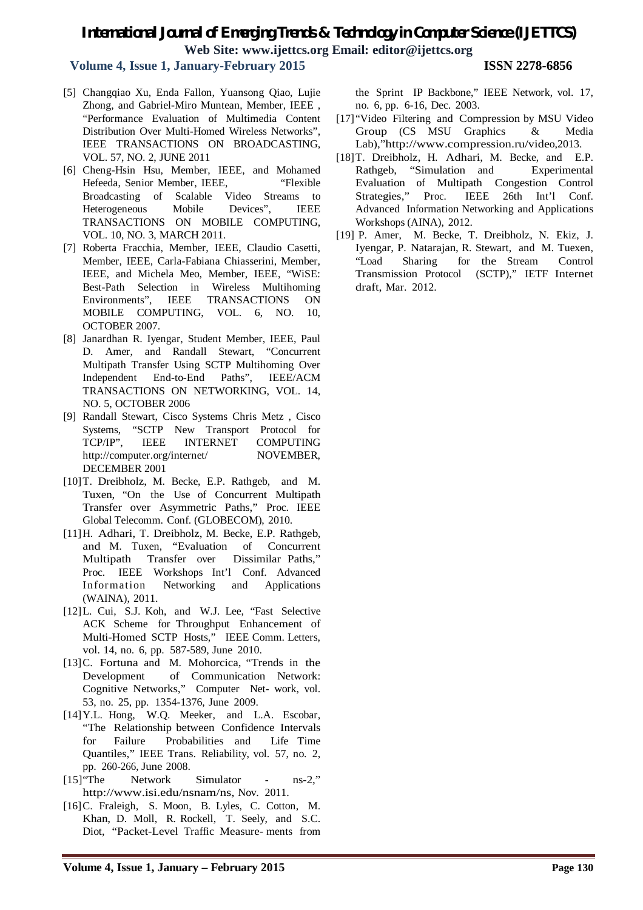[5] Changqiao Xu, Enda Fallon, Yuansong Qiao, Lujie Zhong, and Gabriel-Miro Muntean, Member, IEEE , "Performance Evaluation of Multimedia Content Distribution Over Multi-Homed Wireless Networks", IEEE TRANSACTIONS ON BROADCASTING, VOL. 57, NO. 2, JUNE 2011

[6] Cheng-Hsin Hsu, Member, IEEE, and Mohamed Hefeeda, Senior Member, IEEE, "Flexible Broadcasting of Scalable Video Streams to Heterogeneous Mobile Devices", IEEE TRANSACTIONS ON MOBILE COMPUTING, VOL. 10, NO. 3, MARCH 2011.

[7] Roberta Fracchia, Member, IEEE, Claudio Casetti, Member, IEEE, Carla-Fabiana Chiasserini, Member, IEEE, and Michela Meo, Member, IEEE, "WiSE: Best-Path Selection in Wireless Multihoming Environments", IEEE TRANSACTIONS ON MOBILE COMPUTING, VOL. 6, NO. 10, OCTOBER 2007.

[8] Janardhan R. Iyengar, Student Member, IEEE, Paul D. Amer, and Randall Stewart, "Concurrent Multipath Transfer Using SCTP Multihoming Over Independent End-to-End Paths", IEEE/ACM TRANSACTIONS ON NETWORKING, VOL. 14, NO. 5, OCTOBER 2006

[9] Randall Stewart, Cisco Systems Chris Metz , Cisco Systems, "SCTP New Transport Protocol for TCP/IP", IEEE INTERNET COMPUTING http://computer.org/internet/ NOVEMBER, DECEMBER 2001

[10] T. Dreibholz, M. Becke, E.P. Rathgeb, and M. Tuxen, "On the Use of Concurrent Multipath Transfer over Asymmetric Paths," Proc. IEEE Global Telecomm. Conf. (GLOBECOM), 2010.

[11] H. Adhari, T. Dreibholz, M. Becke, E.P. Rathgeb, and M. Tuxen, "Evaluation of Concurrent Multipath Transfer over Dissimilar Paths," Proc. IEEE Workshops Int'l Conf. Advanced Information Networking and Applications (WAINA), 2011.

[12] L. Cui, S.J. Koh, and W.J. Lee, "Fast Selective ACK Scheme for Throughput Enhancement of Multi-Homed SCTP Hosts," IEEE Comm. Letters, vol. 14, no. 6, pp. 587-589, June 2010.

[13] C. Fortuna and M. Mohorcica, "Trends in the Development of Communication Network: Cognitive Networks," Computer Net- work, vol. 53, no. 25, pp. 1354-1376, June 2009.

[14] Y.L. Hong, W.Q. Meeker, and L.A. Escobar, "The Relationship between Confidence Intervals for Failure Probabilities and Life Time Quantiles," IEEE Trans. Reliability, vol. 57, no. 2, pp. 260-266, June 2008.

[15] "The Network Simulator - ns-2," http://www.isi.edu/nsnam/ns, Nov. 2011.

[16] C. Fraleigh, S. Moon, B. Lyles, C. Cotton, M. Khan, D. Moll, R. Rockell, T. Seely, and S.C. Diot, "Packet-Level Traffic Measure- ments from the Sprint IP Backbone," IEEE Network, vol. 17, no. 6, pp. 6-16, Dec. 2003.

[17] "Video Filtering and Compression by MSU Video Group (CS MSU Graphics & Media Lab),"http://www.compression.ru/video,2013.

[18] T. Dreibholz, H. Adhari, M. Becke, and E.P. Rathgeb, "Simulation and Experimental Evaluation of Multipath Congestion Control Strategies," Proc. IEEE 26th Int'l Conf. Advanced Information Networking and Applications Workshops (AINA), 2012.

[19] P. Amer, M. Becke, T. Dreibholz, N. Ekiz, J. Iyengar, P. Natarajan, R. Stewart, and M. Tuexen, "Load Sharing for the Stream Control Transmission Protocol (SCTP)," IETF Internet draft, Mar. 2012.